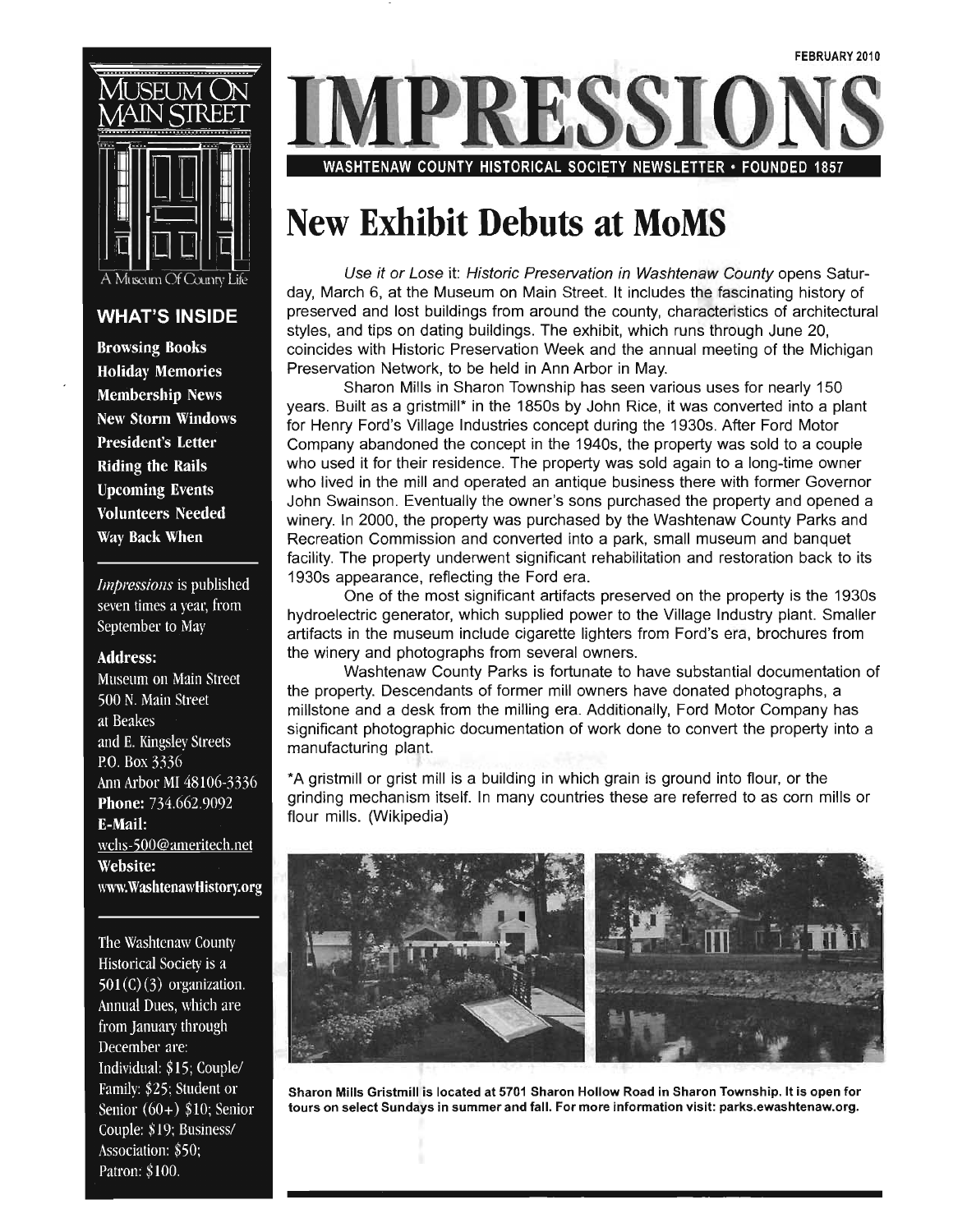FEBRUARY 2010

# IMPRESSIONS

**WASHTENAW COUNTY HISTORICAL SOCIETY NEWSLETTER • FOUNDED 1857**

MUSEUM ON MAIN STREET

A Museum Of County Life

### WHAT'S INSIDE

- Browsing Books
- Holiday Memories
- Membership News
- New Storm Windows
- President's Letter
- Riding the Rails
- Upcoming Events
- Volunteers Needed
- Way Back When

*Impressions* is published seven times a year, from September to May

**Address:**
Museum on Main Street
500 N. Main Street
at Beakes
and E. Kingsley Streets
P.O. Box 3336
Ann Arbor MI 48106-3336
**Phone:** 734.662.9092
**E-Mail:**
wchs-500@ameritech.net
**Website:**
www.WashtenawHistory.org

The Washtenaw County Historical Society is a 501(C)(3) organization. Annual Dues, which are from January through December are: Individual: $15; Couple/Family: $25; Student or Senior (60+) $10; Senior Couple: $19; Business/Association: $50; Patron: $100.

# New Exhibit Debuts at MoMS

*Use it or Lose it: Historic Preservation in Washtenaw County* opens Saturday, March 6, at the Museum on Main Street. It includes the fascinating history of preserved and lost buildings from around the county, characteristics of architectural styles, and tips on dating buildings. The exhibit, which runs through June 20, coincides with Historic Preservation Week and the annual meeting of the Michigan Preservation Network, to be held in Ann Arbor in May.

Sharon Mills in Sharon Township has seen various uses for nearly 150 years. Built as a gristmill* in the 1850s by John Rice, it was converted into a plant for Henry Ford's Village Industries concept during the 1930s. After Ford Motor Company abandoned the concept in the 1940s, the property was sold to a couple who used it for their residence. The property was sold again to a long-time owner who lived in the mill and operated an antique business there with former Governor John Swainson. Eventually the owner's sons purchased the property and opened a winery. In 2000, the property was purchased by the Washtenaw County Parks and Recreation Commission and converted into a park, small museum and banquet facility. The property underwent significant rehabilitation and restoration back to its 1930s appearance, reflecting the Ford era.

One of the most significant artifacts preserved on the property is the 1930s hydroelectric generator, which supplied power to the Village Industry plant. Smaller artifacts in the museum include cigarette lighters from Ford's era, brochures from the winery and photographs from several owners.

Washtenaw County Parks is fortunate to have substantial documentation of the property. Descendants of former mill owners have donated photographs, a millstone and a desk from the milling era. Additionally, Ford Motor Company has significant photographic documentation of work done to convert the property into a manufacturing plant.

*A gristmill or grist mill is a building in which grain is ground into flour, or the grinding mechanism itself. In many countries these are referred to as corn mills or flour mills. (Wikipedia)

**Sharon Mills Gristmill is located at 5701 Sharon Hollow Road in Sharon Township. It is open for tours on select Sundays in summer and fall. For more information visit: parks.ewashtenaw.org.**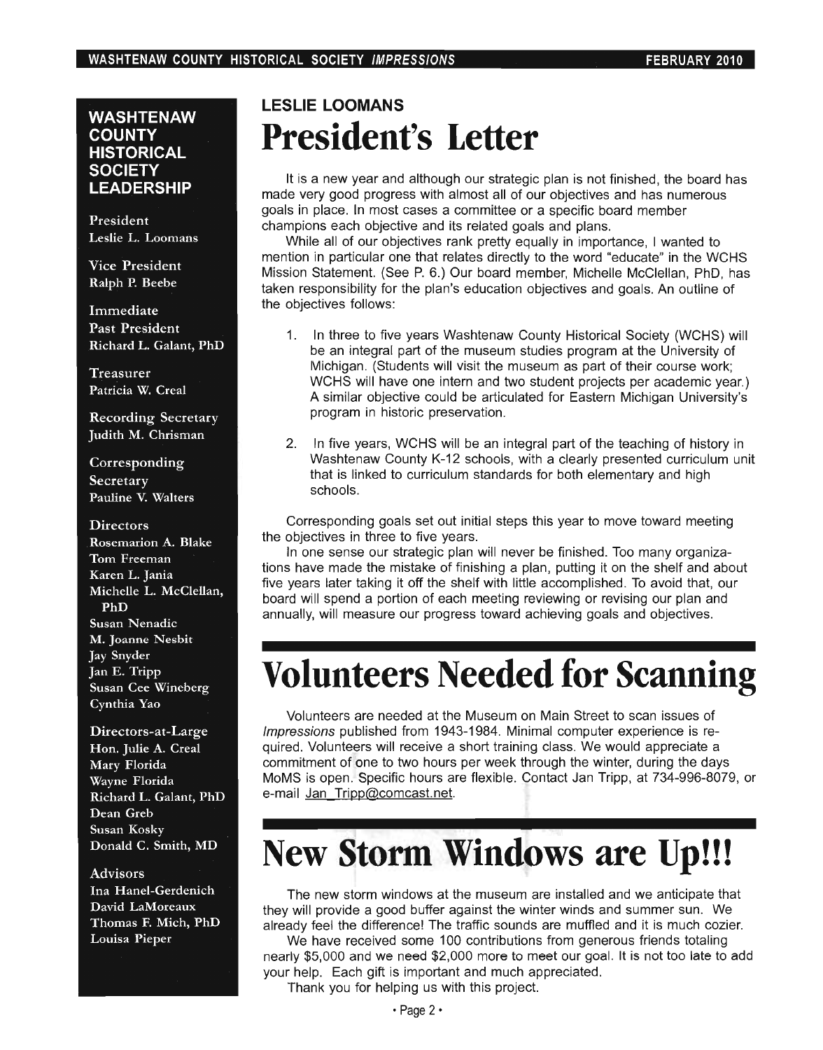## WASHTENAW COUNTY HISTORICAL SOCIETY LEADERSHIP

President
Leslie L. Loomans

Vice President
Ralph P. Beebe

Immediate Past President
Richard L. Galant, PhD

Treasurer
Patricia W. Creal

Recording Secretary
Judith M. Chrisman

Corresponding Secretary
Pauline V. Walters

Directors
Rosemarion A. Blake
Tom Freeman
Karen L. Jania
Michelle L. McClellan, PhD
Susan Nenadic
M. Joanne Nesbit
Jay Snyder
Jan E. Tripp
Susan Cee Wineberg
Cynthia Yao

Directors-at-Large
Hon. Julie A. Creal
Mary Florida
Wayne Florida
Richard L. Galant, PhD
Dean Greb
Susan Kosky
Donald C. Smith, MD

Advisors
Ina Hanel-Gerdenich
David LaMoreaux
Thomas F. Mich, PhD
Louisa Pieper

### LESLIE LOOMANS

# President's Letter

It is a new year and although our strategic plan is not finished, the board has made very good progress with almost all of our objectives and has numerous goals in place. In most cases a committee or a specific board member champions each objective and its related goals and plans.

While all of our objectives rank pretty equally in importance, I wanted to mention in particular one that relates directly to the word "educate" in the WCHS Mission Statement. (See P. 6.) Our board member, Michelle McClellan, PhD, has taken responsibility for the plan's education objectives and goals. An outline of the objectives follows:

1. In three to five years Washtenaw County Historical Society (WCHS) will be an integral part of the museum studies program at the University of Michigan. (Students will visit the museum as part of their course work; WCHS will have one intern and two student projects per academic year.) A similar objective could be articulated for Eastern Michigan University's program in historic preservation.

2. In five years, WCHS will be an integral part of the teaching of history in Washtenaw County K-12 schools, with a clearly presented curriculum unit that is linked to curriculum standards for both elementary and high schools.

Corresponding goals set out initial steps this year to move toward meeting the objectives in three to five years.

In one sense our strategic plan will never be finished. Too many organizations have made the mistake of finishing a plan, putting it on the shelf and about five years later taking it off the shelf with little accomplished. To avoid that, our board will spend a portion of each meeting reviewing or revising our plan and annually, will measure our progress toward achieving goals and objectives.

# Volunteers Needed for Scanning

Volunteers are needed at the Museum on Main Street to scan issues of *Impressions* published from 1943-1984. Minimal computer experience is required. Volunteers will receive a short training class. We would appreciate a commitment of one to two hours per week through the winter, during the days MoMS is open. Specific hours are flexible. Contact Jan Tripp, at 734-996-8079, or e-mail Jan_Tripp@comcast.net.

# New Storm Windows are Up!!!

The new storm windows at the museum are installed and we anticipate that they will provide a good buffer against the winter winds and summer sun. We already feel the difference! The traffic sounds are muffled and it is much cozier.

We have received some 100 contributions from generous friends totaling nearly $5,000 and we need $2,000 more to meet our goal. It is not too late to add your help. Each gift is important and much appreciated.

Thank you for helping us with this project.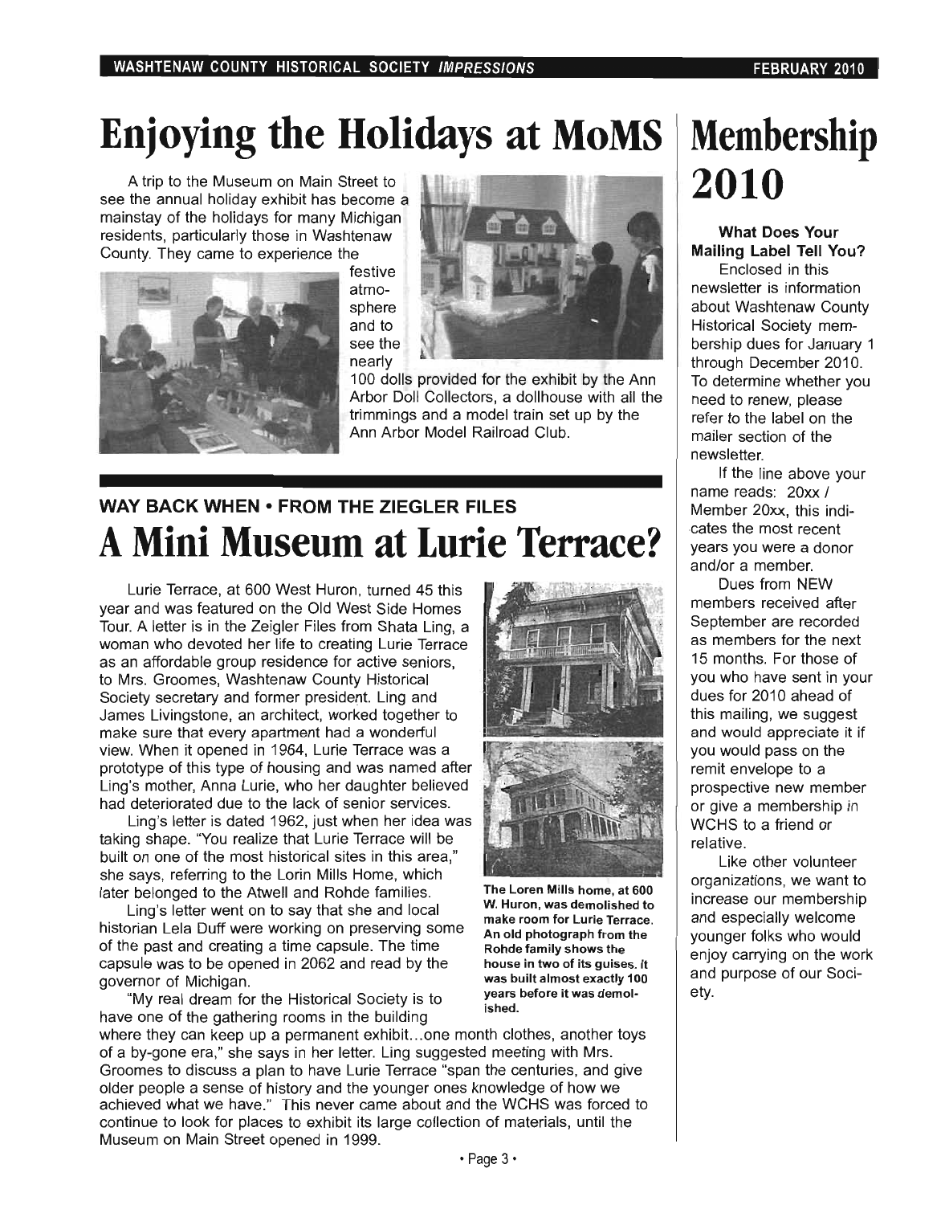# Enjoying the Holidays at MoMS

A trip to the Museum on Main Street to see the annual holiday exhibit has become a mainstay of the holidays for many Michigan residents, particularly those in Washtenaw County. They came to experience the festive atmosphere and to see the nearly 100 dolls provided for the exhibit by the Ann Arbor Doll Collectors, a dollhouse with all the trimmings and a model train set up by the Ann Arbor Model Railroad Club.

## WAY BACK WHEN • FROM THE ZIEGLER FILES

# A Mini Museum at Lurie Terrace?

Lurie Terrace, at 600 West Huron, turned 45 this year and was featured on the Old West Side Homes Tour. A letter is in the Zeigler Files from Shata Ling, a woman who devoted her life to creating Lurie Terrace as an affordable group residence for active seniors, to Mrs. Groomes, Washtenaw County Historical Society secretary and former president. Ling and James Livingstone, an architect, worked together to make sure that every apartment had a wonderful view. When it opened in 1964, Lurie Terrace was a prototype of this type of housing and was named after Ling's mother, Anna Lurie, who her daughter believed had deteriorated due to the lack of senior services.

Ling's letter is dated 1962, just when her idea was taking shape. "You realize that Lurie Terrace will be built on one of the most historical sites in this area," she says, referring to the Lorin Mills Home, which later belonged to the Atwell and Rohde families.

Ling's letter went on to say that she and local historian Lela Duff were working on preserving some of the past and creating a time capsule. The time capsule was to be opened in 2062 and read by the governor of Michigan.

"My real dream for the Historical Society is to have one of the gathering rooms in the building where they can keep up a permanent exhibit...one month clothes, another toys of a by-gone era," she says in her letter. Ling suggested meeting with Mrs. Groomes to discuss a plan to have Lurie Terrace "span the centuries, and give older people a sense of history and the younger ones knowledge of how we achieved what we have." This never came about and the WCHS was forced to continue to look for places to exhibit its large collection of materials, until the Museum on Main Street opened in 1999.

**The Loren Mills home, at 600 W. Huron, was demolished to make room for Lurie Terrace. An old photograph from the Rohde family shows the house in two of its guises. It was built almost exactly 100 years before it was demolished.**

# Membership 2010

**What Does Your Mailing Label Tell You?**

Enclosed in this newsletter is information about Washtenaw County Historical Society membership dues for January 1 through December 2010. To determine whether you need to renew, please refer to the label on the mailer section of the newsletter.

If the line above your name reads: 20xx / Member 20xx, this indicates the most recent years you were a donor and/or a member.

Dues from NEW members received after September are recorded as members for the next 15 months. For those of you who have sent in your dues for 2010 ahead of this mailing, we suggest and would appreciate it if you would pass on the remit envelope to a prospective new member or give a membership in WCHS to a friend or relative.

Like other volunteer organizations, we want to increase our membership and especially welcome younger folks who would enjoy carrying on the work and purpose of our Society.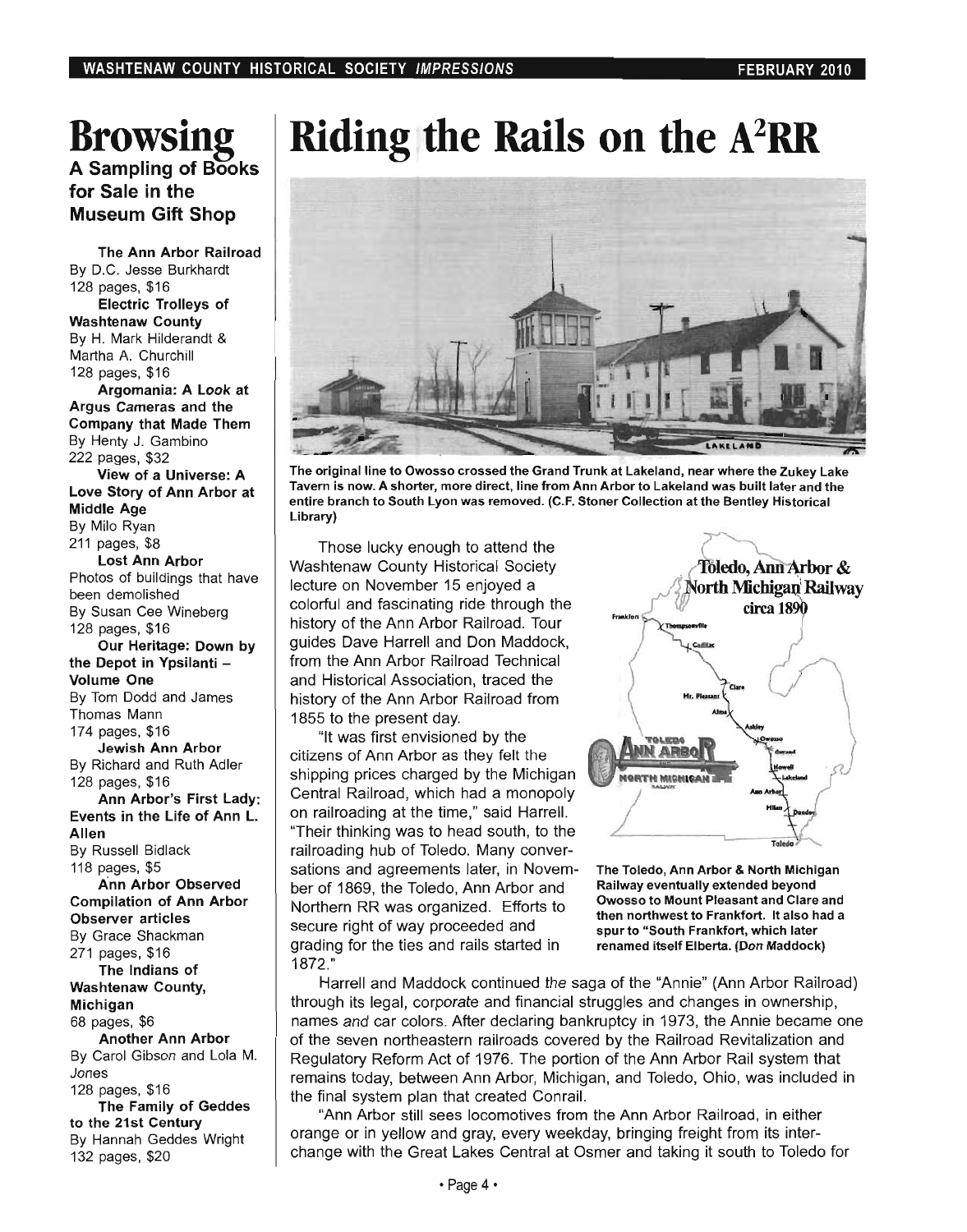# Browsing

### A Sampling of Books for Sale in the Museum Gift Shop

**The Ann Arbor Railroad**
By D.C. Jesse Burkhardt
128 pages, $16

**Electric Trolleys of Washtenaw County**
By H. Mark Hilderandt & Martha A. Churchill
128 pages, $16

**Argomania: A Look at Argus Cameras and the Company that Made Them**
By Henty J. Gambino
222 pages, $32

**View of a Universe: A Love Story of Ann Arbor at Middle Age**
By Milo Ryan
211 pages, $8

**Lost Ann Arbor**
Photos of buildings that have been demolished
By Susan Cee Wineberg
128 pages, $16

**Our Heritage: Down by the Depot in Ypsilanti – Volume One**
By Tom Dodd and James Thomas Mann
174 pages, $16

**Jewish Ann Arbor**
By Richard and Ruth Adler
128 pages, $16

**Ann Arbor's First Lady: Events in the Life of Ann L. Allen**
By Russell Bidlack
118 pages, $5

**Ann Arbor Observed Compilation of Ann Arbor Observer articles**
By Grace Shackman
271 pages, $16

**The Indians of Washtenaw County, Michigan**
68 pages, $6

**Another Ann Arbor**
By Carol Gibson and Lola M. Jones
128 pages, $16

**The Family of Geddes to the 21st Century**
By Hannah Geddes Wright
132 pages, $20

# Riding the Rails on the A²RR

**The original line to Owosso crossed the Grand Trunk at Lakeland, near where the Zukey Lake Tavern is now. A shorter, more direct, line from Ann Arbor to Lakeland was built later and the entire branch to South Lyon was removed. (C.F. Stoner Collection at the Bentley Historical Library)**

Those lucky enough to attend the Washtenaw County Historical Society lecture on November 15 enjoyed a colorful and fascinating ride through the history of the Ann Arbor Railroad. Tour guides Dave Harrell and Don Maddock, from the Ann Arbor Railroad Technical and Historical Association, traced the history of the Ann Arbor Railroad from 1855 to the present day.

"It was first envisioned by the citizens of Ann Arbor as they felt the shipping prices charged by the Michigan Central Railroad, which had a monopoly on railroading at the time," said Harrell. "Their thinking was to head south, to the railroading hub of Toledo. Many conversations and agreements later, in November of 1869, the Toledo, Ann Arbor and Northern RR was organized. Efforts to secure right of way proceeded and grading for the ties and rails started in 1872."

**The Toledo, Ann Arbor & North Michigan Railway eventually extended beyond Owosso to Mount Pleasant and Clare and then northwest to Frankfort. It also had a spur to "South Frankfort, which later renamed itself Elberta. (Don Maddock)**

Harrell and Maddock continued the saga of the "Annie" (Ann Arbor Railroad) through its legal, corporate and financial struggles and changes in ownership, names and car colors. After declaring bankruptcy in 1973, the Annie became one of the seven northeastern railroads covered by the Railroad Revitalization and Regulatory Reform Act of 1976. The portion of the Ann Arbor Rail system that remains today, between Ann Arbor, Michigan, and Toledo, Ohio, was included in the final system plan that created Conrail.

"Ann Arbor still sees locomotives from the Ann Arbor Railroad, in either orange or in yellow and gray, every weekday, bringing freight from its interchange with the Great Lakes Central at Osmer and taking it south to Toledo for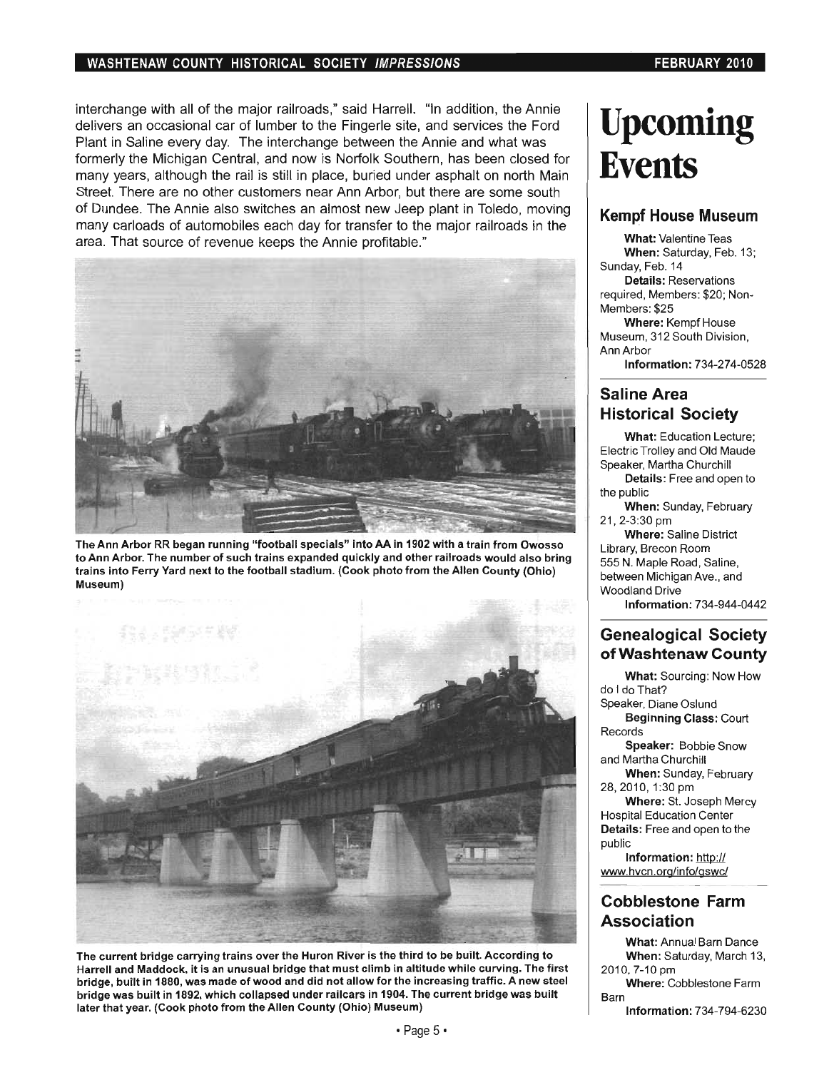interchange with all of the major railroads," said Harrell. "In addition, the Annie delivers an occasional car of lumber to the Fingerle site, and services the Ford Plant in Saline every day. The interchange between the Annie and what was formerly the Michigan Central, and now is Norfolk Southern, has been closed for many years, although the rail is still in place, buried under asphalt on north Main Street. There are no other customers near Ann Arbor, but there are some south of Dundee. The Annie also switches an almost new Jeep plant in Toledo, moving many carloads of automobiles each day for transfer to the major railroads in the area. That source of revenue keeps the Annie profitable."

**The Ann Arbor RR began running "football specials" into AA in 1902 with a train from Owosso to Ann Arbor. The number of such trains expanded quickly and other railroads would also bring trains into Ferry Yard next to the football stadium. (Cook photo from the Allen County (Ohio) Museum)**

**The current bridge carrying trains over the Huron River is the third to be built. According to Harrell and Maddock, it is an unusual bridge that must climb in altitude while curving. The first bridge, built in 1880, was made of wood and did not allow for the increasing traffic. A new steel bridge was built in 1892, which collapsed under railcars in 1904. The current bridge was built later that year. (Cook photo from the Allen County (Ohio) Museum)**

# Upcoming Events

### Kempf House Museum

**What:** Valentine Teas
**When:** Saturday, Feb. 13; Sunday, Feb. 14
**Details:** Reservations required, Members: $20; Non-Members: $25
**Where:** Kempf House Museum, 312 South Division, Ann Arbor
**Information:** 734-274-0528

### Saline Area Historical Society

**What:** Education Lecture; Electric Trolley and Old Maude Speaker, Martha Churchill
**Details:** Free and open to the public
**When:** Sunday, February 21, 2-3:30 pm
**Where:** Saline District Library, Brecon Room 555 N. Maple Road, Saline, between Michigan Ave., and Woodland Drive
**Information:** 734-944-0442

### Genealogical Society of Washtenaw County

**What:** Sourcing: Now How do I do That?
Speaker, Diane Oslund
**Beginning Class:** Court Records
**Speaker:** Bobbie Snow and Martha Churchill
**When:** Sunday, February 28, 2010, 1:30 pm
**Where:** St. Joseph Mercy Hospital Education Center
**Details:** Free and open to the public
**Information:** http://www.hvcn.org/info/gswc/

### Cobblestone Farm Association

**What:** Annual Barn Dance
**When:** Saturday, March 13, 2010, 7-10 pm
**Where:** Cobblestone Farm Barn
**Information:** 734-794-6230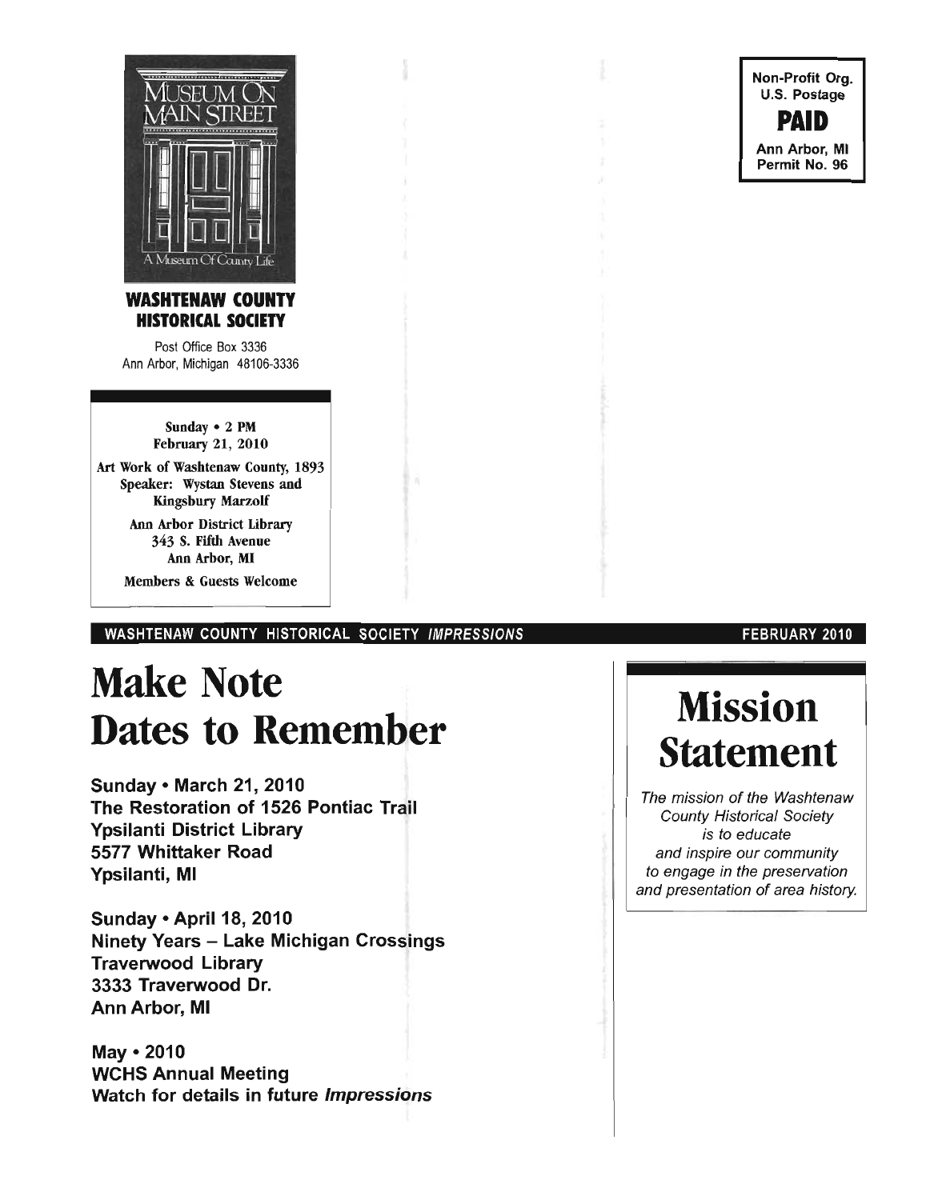MUSEUM ON MAIN STREET

A Museum Of County Life

**WASHTENAW COUNTY HISTORICAL SOCIETY**

Post Office Box 3336
Ann Arbor, Michigan 48106-3336

Non-Profit Org.
U.S. Postage
**PAID**
Ann Arbor, MI
Permit No. 96

**Sunday • 2 PM**
**February 21, 2010**

**Art Work of Washtenaw County, 1893**
**Speaker: Wystan Stevens and Kingsbury Marzolf**

**Ann Arbor District Library**
**343 S. Fifth Avenue**
**Ann Arbor, MI**

**Members & Guests Welcome**

**WASHTENAW COUNTY HISTORICAL SOCIETY *IMPRESSIONS*** **FEBRUARY 2010**

# Make Note
# Dates to Remember

**Sunday • March 21, 2010**
**The Restoration of 1526 Pontiac Trail**
**Ypsilanti District Library**
**5577 Whittaker Road**
**Ypsilanti, MI**

**Sunday • April 18, 2010**
**Ninety Years – Lake Michigan Crossings**
**Traverwood Library**
**3333 Traverwood Dr.**
**Ann Arbor, MI**

**May • 2010**
**WCHS Annual Meeting**
**Watch for details in future *Impressions***

# Mission Statement

*The mission of the Washtenaw County Historical Society is to educate and inspire our community to engage in the preservation and presentation of area history.*